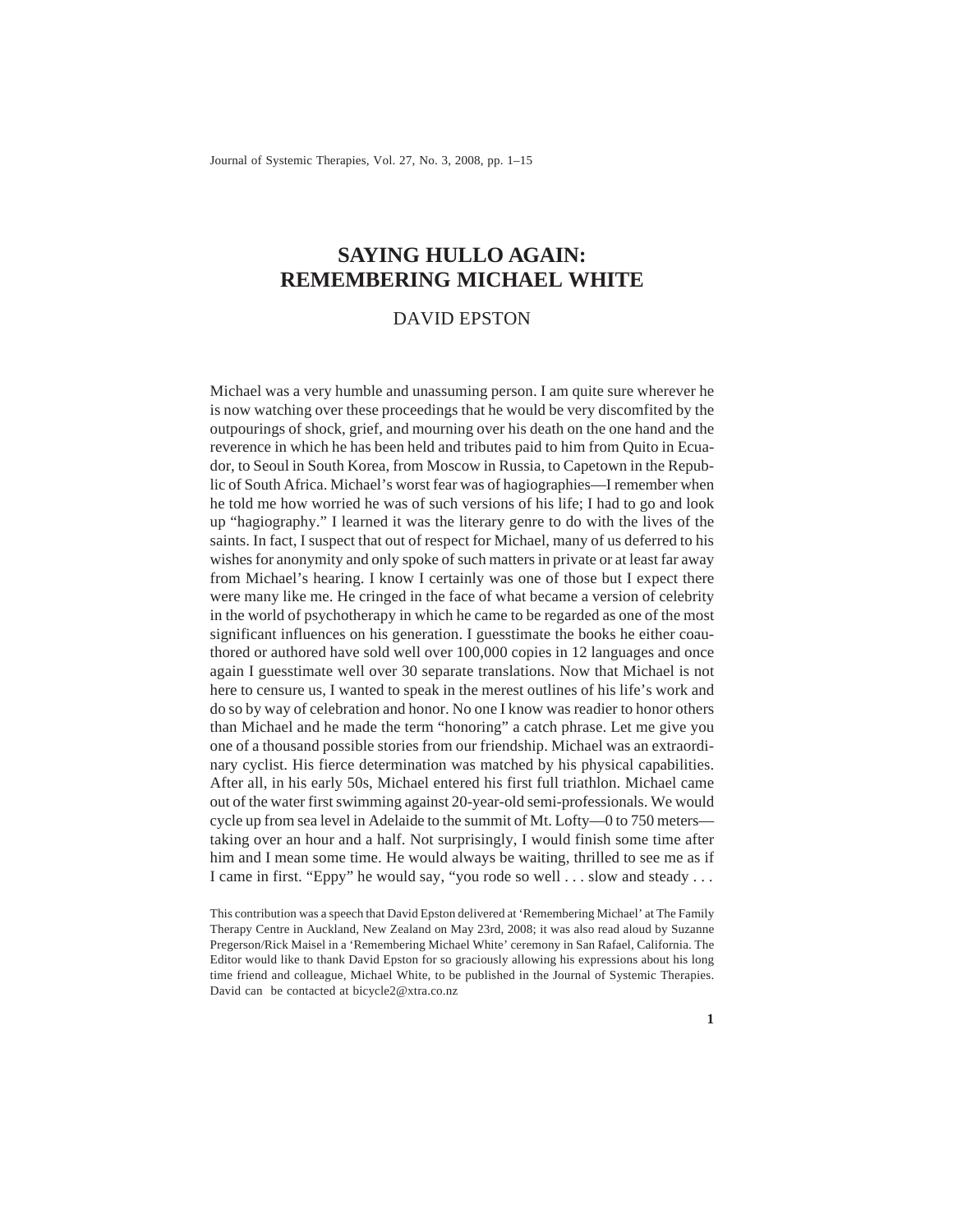# SAYING HULLO AGAIN: REMEMBERING MICHAEL WHITE

DAVID EPSTON

Michael was a very humble and unassuming person. I am quite sure wherever he is now watching over these proceedings that he would be very discomfited by the outpourings of shock, grief, and mourning over his death on the one hand and the reverence in which he has been held and tributes paid to him from Quito in Ecuador, to Seoul in South Korea, from Moscow in Russia, to Capetown in the Republic of South Africa. Michael's worst fear was of hagiographies—I remember when he told me how worried he was of such versions of his life; I had to go and look up "hagiography." I learned it was the literary genre to do with the lives of the saints. In fact, I suspect that out of respect for Michael, many of us deferred to his wishes for anonymity and only spoke of such matters in private or at least far away from Michael's hearing. I know I certainly was one of those but I expect there were many like me. He cringed in the face of what became a version of celebrity in the world of psychotherapy in which he came to be regarded as one of the most significant influences on his generation. I guesstimate the books he either coauthored or authored have sold well over 100,000 copies in 12 languages and once again I guesstimate well over 30 separate translations. Now that Michael is not here to censure us, I wanted to speak in the merest outlines of his life's work and do so by way of celebration and honor. No one I know was readier to honor others than Michael and he made the term "honoring" a catch phrase. Let me give you one of a thousand possible stories from our friendship. Michael was an extraordinary cyclist. His fierce determination was matched by his physical capabilities. After all, in his early 50s, Michael entered his first full triathlon. Michael came out of the water first swimming against 20-year-old semi-professionals. We would cycle up from sea level in Adelaide to the summit of Mt. Lofty—0 to 750 meters—taking over an hour and a half. Not surprisingly, I would finish some time after him and I mean some time. He would always be waiting, thrilled to see me as if I came in first. "Eppy" he would say, "you rode so well . . . slow and steady . . .

This contribution was a speech that David Epston delivered at 'Remembering Michael' at The Family Therapy Centre in Auckland, New Zealand on May 23rd, 2008; it was also read aloud by Suzanne Pregerson/Rick Maisel in a 'Remembering Michael White' ceremony in San Rafael, California. The Editor would like to thank David Epston for so graciously allowing his expressions about his long time friend and colleague, Michael White, to be published in the Journal of Systemic Therapies. David can be contacted at bicycle2@xtra.co.nz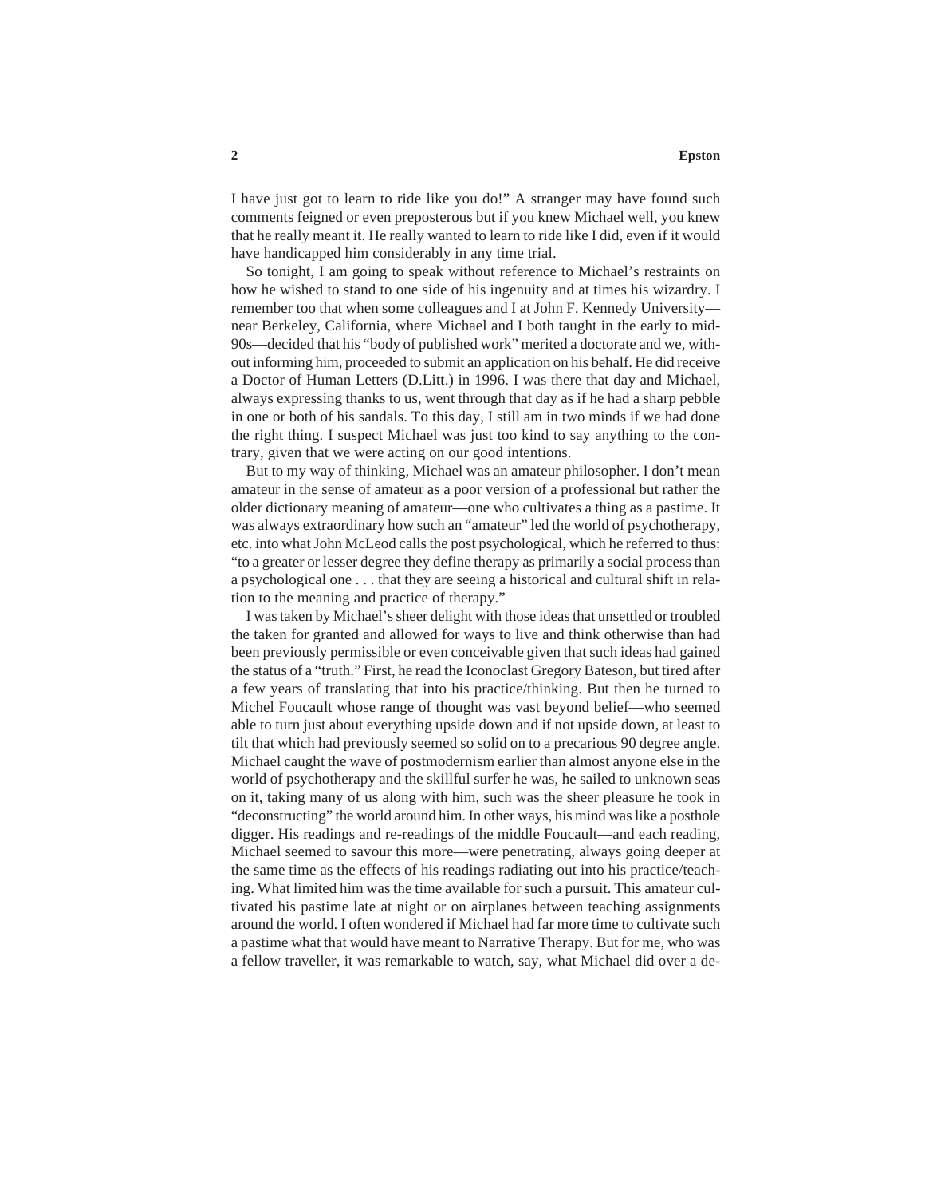I have just got to learn to ride like you do!" A stranger may have found such comments feigned or even preposterous but if you knew Michael well, you knew that he really meant it. He really wanted to learn to ride like I did, even if it would have handicapped him considerably in any time trial.

So tonight, I am going to speak without reference to Michael's restraints on how he wished to stand to one side of his ingenuity and at times his wizardry. I remember too that when some colleagues and I at John F. Kennedy University—near Berkeley, California, where Michael and I both taught in the early to mid-90s—decided that his "body of published work" merited a doctorate and we, without informing him, proceeded to submit an application on his behalf. He did receive a Doctor of Human Letters (D.Litt.) in 1996. I was there that day and Michael, always expressing thanks to us, went through that day as if he had a sharp pebble in one or both of his sandals. To this day, I still am in two minds if we had done the right thing. I suspect Michael was just too kind to say anything to the contrary, given that we were acting on our good intentions.

But to my way of thinking, Michael was an amateur philosopher. I don't mean amateur in the sense of amateur as a poor version of a professional but rather the older dictionary meaning of amateur—one who cultivates a thing as a pastime. It was always extraordinary how such an "amateur" led the world of psychotherapy, etc. into what John McLeod calls the post psychological, which he referred to thus: "to a greater or lesser degree they define therapy as primarily a social process than a psychological one . . . that they are seeing a historical and cultural shift in relation to the meaning and practice of therapy."

I was taken by Michael's sheer delight with those ideas that unsettled or troubled the taken for granted and allowed for ways to live and think otherwise than had been previously permissible or even conceivable given that such ideas had gained the status of a "truth." First, he read the Iconoclast Gregory Bateson, but tired after a few years of translating that into his practice/thinking. But then he turned to Michel Foucault whose range of thought was vast beyond belief—who seemed able to turn just about everything upside down and if not upside down, at least to tilt that which had previously seemed so solid on to a precarious 90 degree angle. Michael caught the wave of postmodernism earlier than almost anyone else in the world of psychotherapy and the skillful surfer he was, he sailed to unknown seas on it, taking many of us along with him, such was the sheer pleasure he took in "deconstructing" the world around him. In other ways, his mind was like a posthole digger. His readings and re-readings of the middle Foucault—and each reading, Michael seemed to savour this more—were penetrating, always going deeper at the same time as the effects of his readings radiating out into his practice/teaching. What limited him was the time available for such a pursuit. This amateur cultivated his pastime late at night or on airplanes between teaching assignments around the world. I often wondered if Michael had far more time to cultivate such a pastime what that would have meant to Narrative Therapy. But for me, who was a fellow traveller, it was remarkable to watch, say, what Michael did over a de-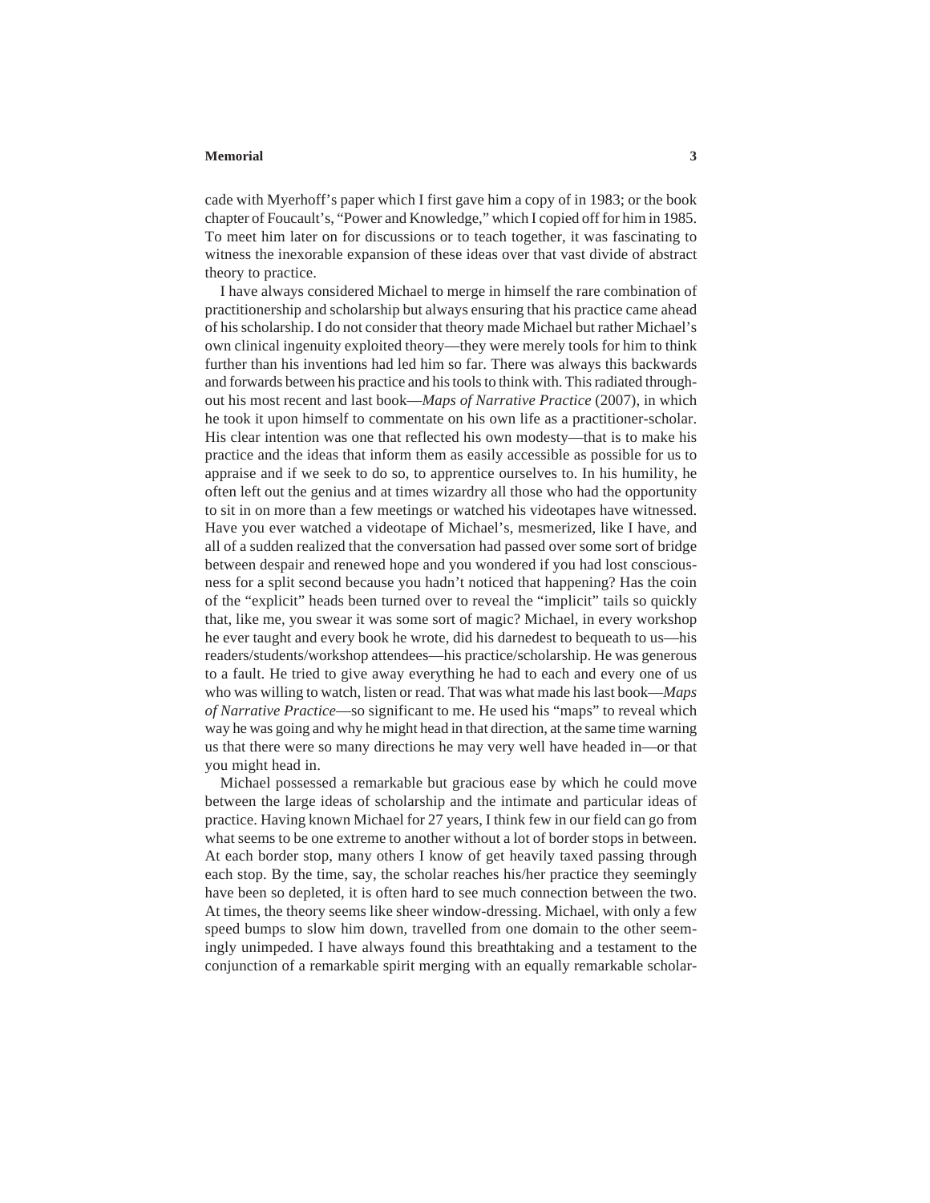cade with Myerhoff's paper which I first gave him a copy of in 1983; or the book chapter of Foucault's, "Power and Knowledge," which I copied off for him in 1985. To meet him later on for discussions or to teach together, it was fascinating to witness the inexorable expansion of these ideas over that vast divide of abstract theory to practice.

I have always considered Michael to merge in himself the rare combination of practitionership and scholarship but always ensuring that his practice came ahead of his scholarship. I do not consider that theory made Michael but rather Michael's own clinical ingenuity exploited theory—they were merely tools for him to think further than his inventions had led him so far. There was always this backwards and forwards between his practice and his tools to think with. This radiated throughout his most recent and last book—*Maps of Narrative Practice* (2007), in which he took it upon himself to commentate on his own life as a practitioner-scholar. His clear intention was one that reflected his own modesty—that is to make his practice and the ideas that inform them as easily accessible as possible for us to appraise and if we seek to do so, to apprentice ourselves to. In his humility, he often left out the genius and at times wizardry all those who had the opportunity to sit in on more than a few meetings or watched his videotapes have witnessed. Have you ever watched a videotape of Michael's, mesmerized, like I have, and all of a sudden realized that the conversation had passed over some sort of bridge between despair and renewed hope and you wondered if you had lost consciousness for a split second because you hadn't noticed that happening? Has the coin of the "explicit" heads been turned over to reveal the "implicit" tails so quickly that, like me, you swear it was some sort of magic? Michael, in every workshop he ever taught and every book he wrote, did his darnedest to bequeath to us—his readers/students/workshop attendees—his practice/scholarship. He was generous to a fault. He tried to give away everything he had to each and every one of us who was willing to watch, listen or read. That was what made his last book—*Maps of Narrative Practice*—so significant to me. He used his "maps" to reveal which way he was going and why he might head in that direction, at the same time warning us that there were so many directions he may very well have headed in—or that you might head in.

Michael possessed a remarkable but gracious ease by which he could move between the large ideas of scholarship and the intimate and particular ideas of practice. Having known Michael for 27 years, I think few in our field can go from what seems to be one extreme to another without a lot of border stops in between. At each border stop, many others I know of get heavily taxed passing through each stop. By the time, say, the scholar reaches his/her practice they seemingly have been so depleted, it is often hard to see much connection between the two. At times, the theory seems like sheer window-dressing. Michael, with only a few speed bumps to slow him down, travelled from one domain to the other seemingly unimpeded. I have always found this breathtaking and a testament to the conjunction of a remarkable spirit merging with an equally remarkable scholar-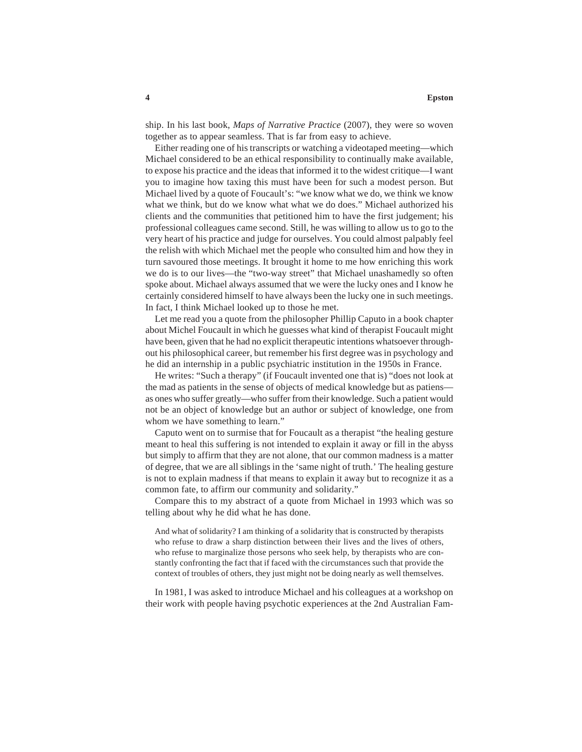ship. In his last book, *Maps of Narrative Practice* (2007), they were so woven together as to appear seamless. That is far from easy to achieve.

Either reading one of his transcripts or watching a videotaped meeting—which Michael considered to be an ethical responsibility to continually make available, to expose his practice and the ideas that informed it to the widest critique—I want you to imagine how taxing this must have been for such a modest person. But Michael lived by a quote of Foucault's: "we know what we do, we think we know what we think, but do we know what what we do does." Michael authorized his clients and the communities that petitioned him to have the first judgement; his professional colleagues came second. Still, he was willing to allow us to go to the very heart of his practice and judge for ourselves. You could almost palpably feel the relish with which Michael met the people who consulted him and how they in turn savoured those meetings. It brought it home to me how enriching this work we do is to our lives—the "two-way street" that Michael unashamedly so often spoke about. Michael always assumed that we were the lucky ones and I know he certainly considered himself to have always been the lucky one in such meetings. In fact, I think Michael looked up to those he met.

Let me read you a quote from the philosopher Phillip Caputo in a book chapter about Michel Foucault in which he guesses what kind of therapist Foucault might have been, given that he had no explicit therapeutic intentions whatsoever throughout his philosophical career, but remember his first degree was in psychology and he did an internship in a public psychiatric institution in the 1950s in France.

He writes: "Such a therapy" (if Foucault invented one that is) "does not look at the mad as patients in the sense of objects of medical knowledge but as patiens—as ones who suffer greatly—who suffer from their knowledge. Such a patient would not be an object of knowledge but an author or subject of knowledge, one from whom we have something to learn."

Caputo went on to surmise that for Foucault as a therapist "the healing gesture meant to heal this suffering is not intended to explain it away or fill in the abyss but simply to affirm that they are not alone, that our common madness is a matter of degree, that we are all siblings in the 'same night of truth.' The healing gesture is not to explain madness if that means to explain it away but to recognize it as a common fate, to affirm our community and solidarity."

Compare this to my abstract of a quote from Michael in 1993 which was so telling about why he did what he has done.

> And what of solidarity? I am thinking of a solidarity that is constructed by therapists who refuse to draw a sharp distinction between their lives and the lives of others, who refuse to marginalize those persons who seek help, by therapists who are constantly confronting the fact that if faced with the circumstances such that provide the context of troubles of others, they just might not be doing nearly as well themselves.

In 1981, I was asked to introduce Michael and his colleagues at a workshop on their work with people having psychotic experiences at the 2nd Australian Fam-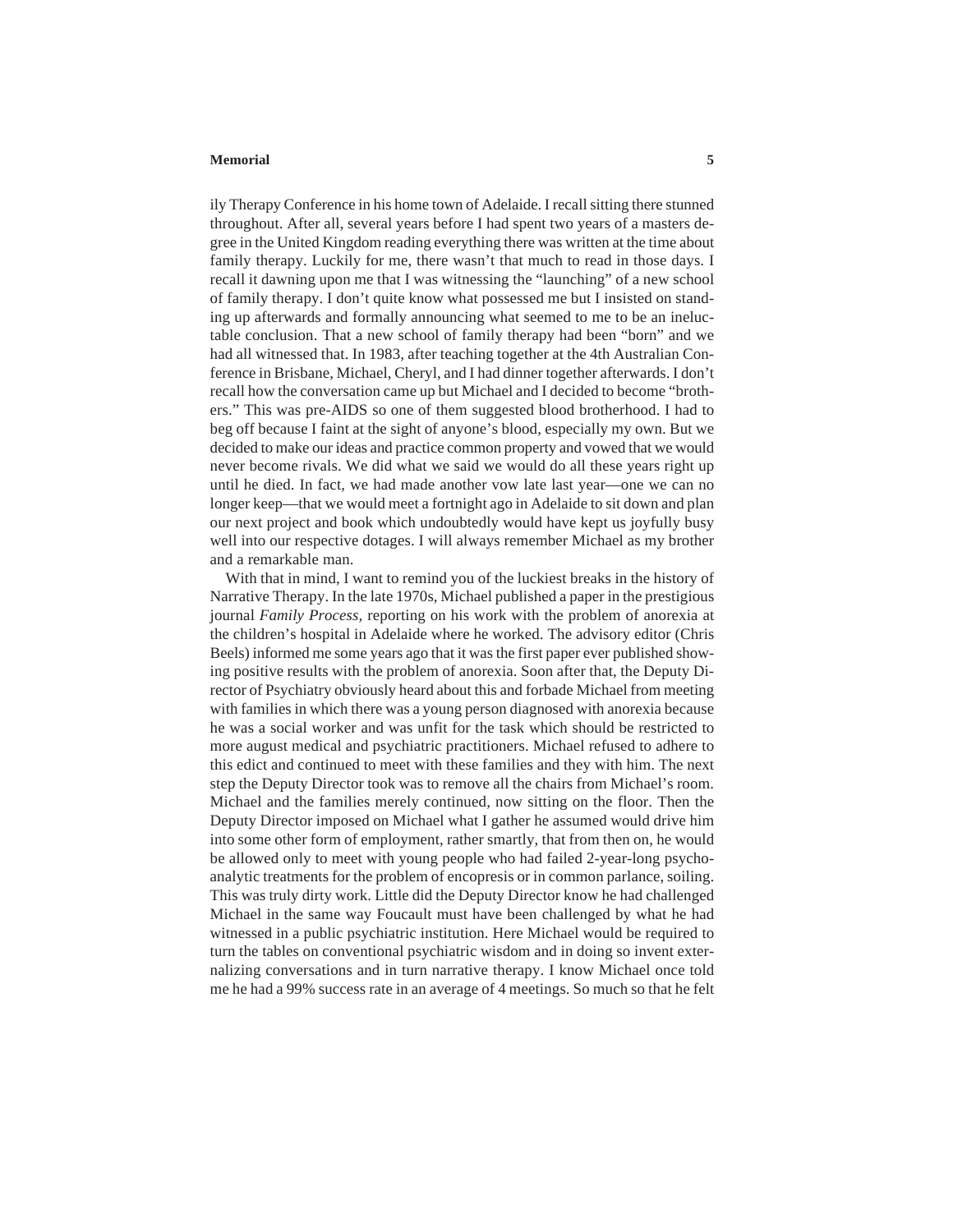ily Therapy Conference in his home town of Adelaide. I recall sitting there stunned throughout. After all, several years before I had spent two years of a masters degree in the United Kingdom reading everything there was written at the time about family therapy. Luckily for me, there wasn't that much to read in those days. I recall it dawning upon me that I was witnessing the "launching" of a new school of family therapy. I don't quite know what possessed me but I insisted on standing up afterwards and formally announcing what seemed to me to be an ineluctable conclusion. That a new school of family therapy had been "born" and we had all witnessed that. In 1983, after teaching together at the 4th Australian Conference in Brisbane, Michael, Cheryl, and I had dinner together afterwards. I don't recall how the conversation came up but Michael and I decided to become "brothers." This was pre-AIDS so one of them suggested blood brotherhood. I had to beg off because I faint at the sight of anyone's blood, especially my own. But we decided to make our ideas and practice common property and vowed that we would never become rivals. We did what we said we would do all these years right up until he died. In fact, we had made another vow late last year—one we can no longer keep—that we would meet a fortnight ago in Adelaide to sit down and plan our next project and book which undoubtedly would have kept us joyfully busy well into our respective dotages. I will always remember Michael as my brother and a remarkable man.

With that in mind, I want to remind you of the luckiest breaks in the history of Narrative Therapy. In the late 1970s, Michael published a paper in the prestigious journal *Family Process,* reporting on his work with the problem of anorexia at the children's hospital in Adelaide where he worked. The advisory editor (Chris Beels) informed me some years ago that it was the first paper ever published showing positive results with the problem of anorexia. Soon after that, the Deputy Director of Psychiatry obviously heard about this and forbade Michael from meeting with families in which there was a young person diagnosed with anorexia because he was a social worker and was unfit for the task which should be restricted to more august medical and psychiatric practitioners. Michael refused to adhere to this edict and continued to meet with these families and they with him. The next step the Deputy Director took was to remove all the chairs from Michael's room. Michael and the families merely continued, now sitting on the floor. Then the Deputy Director imposed on Michael what I gather he assumed would drive him into some other form of employment, rather smartly, that from then on, he would be allowed only to meet with young people who had failed 2-year-long psychoanalytic treatments for the problem of encopresis or in common parlance, soiling. This was truly dirty work. Little did the Deputy Director know he had challenged Michael in the same way Foucault must have been challenged by what he had witnessed in a public psychiatric institution. Here Michael would be required to turn the tables on conventional psychiatric wisdom and in doing so invent externalizing conversations and in turn narrative therapy. I know Michael once told me he had a 99% success rate in an average of 4 meetings. So much so that he felt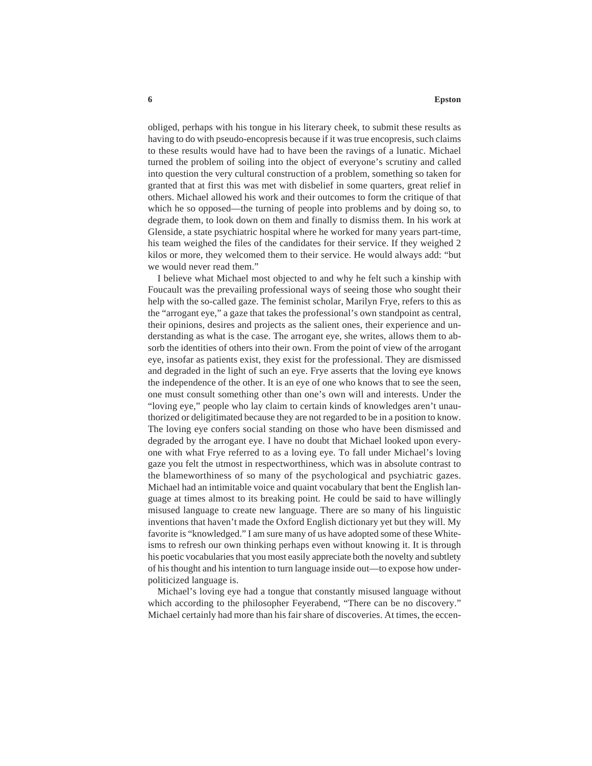obliged, perhaps with his tongue in his literary cheek, to submit these results as having to do with pseudo-encopresis because if it was true encopresis, such claims to these results would have had to have been the ravings of a lunatic. Michael turned the problem of soiling into the object of everyone's scrutiny and called into question the very cultural construction of a problem, something so taken for granted that at first this was met with disbelief in some quarters, great relief in others. Michael allowed his work and their outcomes to form the critique of that which he so opposed—the turning of people into problems and by doing so, to degrade them, to look down on them and finally to dismiss them. In his work at Glenside, a state psychiatric hospital where he worked for many years part-time, his team weighed the files of the candidates for their service. If they weighed 2 kilos or more, they welcomed them to their service. He would always add: "but we would never read them."

I believe what Michael most objected to and why he felt such a kinship with Foucault was the prevailing professional ways of seeing those who sought their help with the so-called gaze. The feminist scholar, Marilyn Frye, refers to this as the "arrogant eye," a gaze that takes the professional's own standpoint as central, their opinions, desires and projects as the salient ones, their experience and understanding as what is the case. The arrogant eye, she writes, allows them to absorb the identities of others into their own. From the point of view of the arrogant eye, insofar as patients exist, they exist for the professional. They are dismissed and degraded in the light of such an eye. Frye asserts that the loving eye knows the independence of the other. It is an eye of one who knows that to see the seen, one must consult something other than one's own will and interests. Under the "loving eye," people who lay claim to certain kinds of knowledges aren't unauthorized or deligitimated because they are not regarded to be in a position to know. The loving eye confers social standing on those who have been dismissed and degraded by the arrogant eye. I have no doubt that Michael looked upon everyone with what Frye referred to as a loving eye. To fall under Michael's loving gaze you felt the utmost in respectworthiness, which was in absolute contrast to the blameworthiness of so many of the psychological and psychiatric gazes. Michael had an intimitable voice and quaint vocabulary that bent the English language at times almost to its breaking point. He could be said to have willingly misused language to create new language. There are so many of his linguistic inventions that haven't made the Oxford English dictionary yet but they will. My favorite is "knowledged." I am sure many of us have adopted some of these Whiteisms to refresh our own thinking perhaps even without knowing it. It is through his poetic vocabularies that you most easily appreciate both the novelty and subtlety of his thought and his intention to turn language inside out—to expose how under-politicized language is.

Michael's loving eye had a tongue that constantly misused language without which according to the philosopher Feyerabend, "There can be no discovery." Michael certainly had more than his fair share of discoveries. At times, the eccen-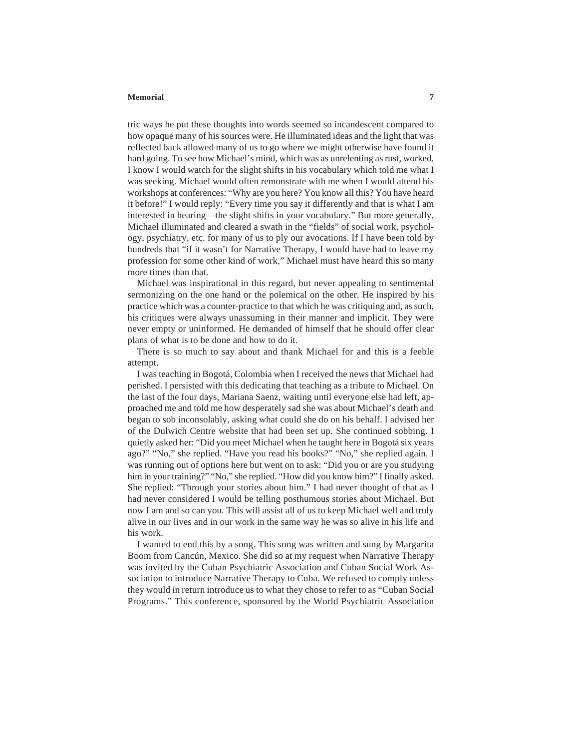tric ways he put these thoughts into words seemed so incandescent compared to how opaque many of his sources were. He illuminated ideas and the light that was reflected back allowed many of us to go where we might otherwise have found it hard going. To see how Michael's mind, which was as unrelenting as rust, worked, I know I would watch for the slight shifts in his vocabulary which told me what I was seeking. Michael would often remonstrate with me when I would attend his workshops at conferences: "Why are you here? You know all this? You have heard it before!" I would reply: "Every time you say it differently and that is what I am interested in hearing—the slight shifts in your vocabulary." But more generally, Michael illuminated and cleared a swath in the "fields" of social work, psychology, psychiatry, etc. for many of us to ply our avocations. If I have been told by hundreds that "if it wasn't for Narrative Therapy, I would have had to leave my profession for some other kind of work," Michael must have heard this so many more times than that.

Michael was inspirational in this regard, but never appealing to sentimental sermonizing on the one hand or the polemical on the other. He inspired by his practice which was a counter-practice to that which he was critiquing and, as such, his critiques were always unassuming in their manner and implicit. They were never empty or uninformed. He demanded of himself that he should offer clear plans of what is to be done and how to do it.

There is so much to say about and thank Michael for and this is a feeble attempt.

I was teaching in Bogotá, Colombia when I received the news that Michael had perished. I persisted with this dedicating that teaching as a tribute to Michael. On the last of the four days, Mariana Saenz, waiting until everyone else had left, approached me and told me how desperately sad she was about Michael's death and began to sob inconsolably, asking what could she do on his behalf. I advised her of the Dulwich Centre website that had been set up. She continued sobbing. I quietly asked her: "Did you meet Michael when he taught here in Bogotá six years ago?" "No," she replied. "Have you read his books?" "No," she replied again. I was running out of options here but went on to ask: "Did you or are you studying him in your training?" "No," she replied. "How did you know him?" I finally asked. She replied: "Through your stories about him." I had never thought of that as I had never considered I would be telling posthumous stories about Michael. But now I am and so can you. This will assist all of us to keep Michael well and truly alive in our lives and in our work in the same way he was so alive in his life and his work.

I wanted to end this by a song. This song was written and sung by Margarita Boom from Cancún, Mexico. She did so at my request when Narrative Therapy was invited by the Cuban Psychiatric Association and Cuban Social Work Association to introduce Narrative Therapy to Cuba. We refused to comply unless they would in return introduce us to what they chose to refer to as "Cuban Social Programs." This conference, sponsored by the World Psychiatric Association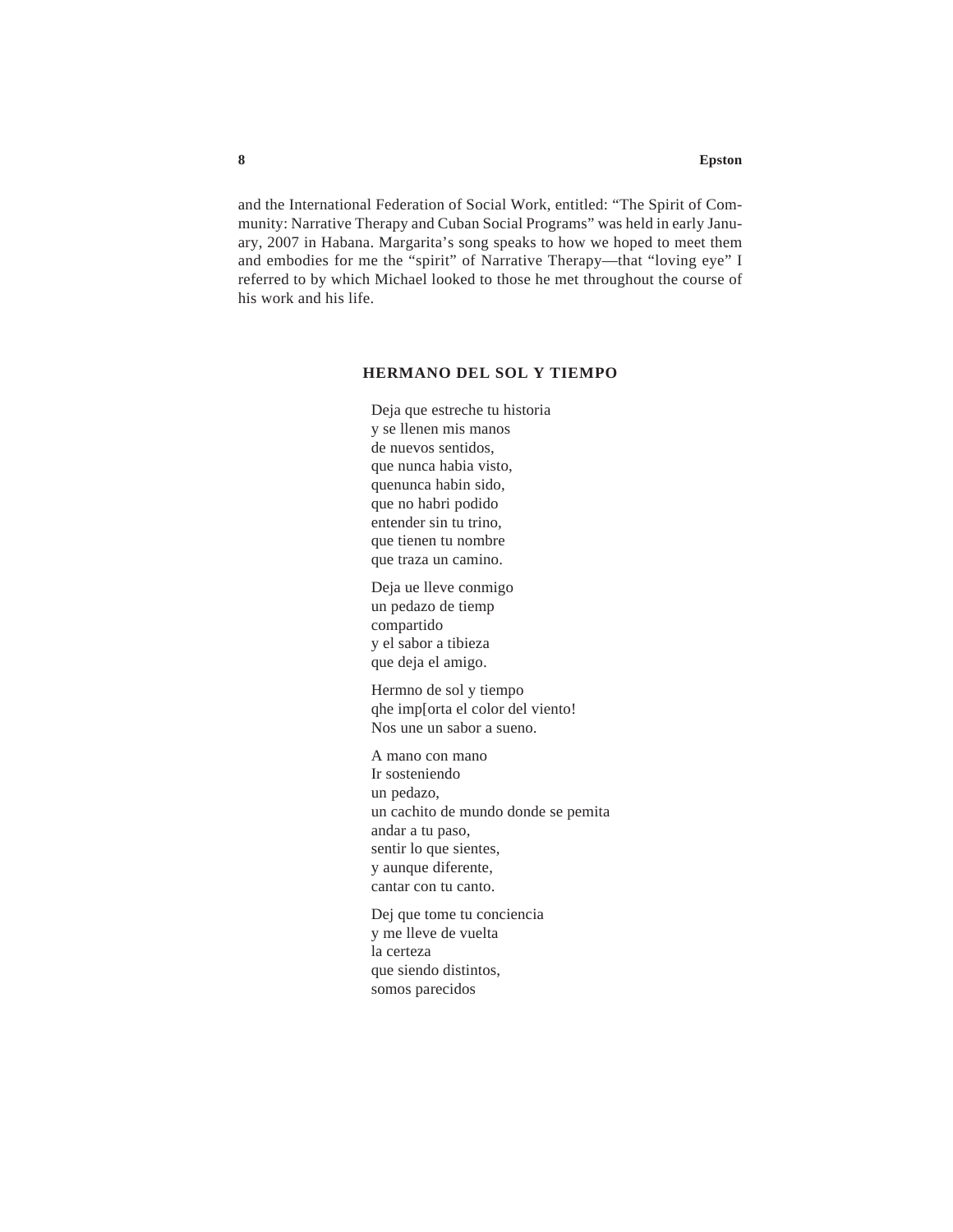and the International Federation of Social Work, entitled: "The Spirit of Community: Narrative Therapy and Cuban Social Programs" was held in early January, 2007 in Habana. Margarita's song speaks to how we hoped to meet them and embodies for me the "spirit" of Narrative Therapy—that "loving eye" I referred to by which Michael looked to those he met throughout the course of his work and his life.

## HERMANO DEL SOL Y TIEMPO

Deja que estreche tu historia  
y se llenen mis manos  
de nuevos sentidos,  
que nunca habia visto,  
quenunca habin sido,  
que no habri podido  
entender sin tu trino,  
que tienen tu nombre  
que traza un camino.

Deja ue lleve conmigo  
un pedazo de tiemp  
compartido  
y el sabor a tibieza  
que deja el amigo.

Hermno de sol y tiempo  
qhe imp[orta el color del viento!  
Nos une un sabor a sueno.

A mano con mano  
Ir sosteniendo  
un pedazo,  
un cachito de mundo donde se pemita  
andar a tu paso,  
sentir lo que sientes,  
y aunque diferente,  
cantar con tu canto.

Dej que tome tu conciencia  
y me lleve de vuelta  
la certeza  
que siendo distintos,  
somos parecidos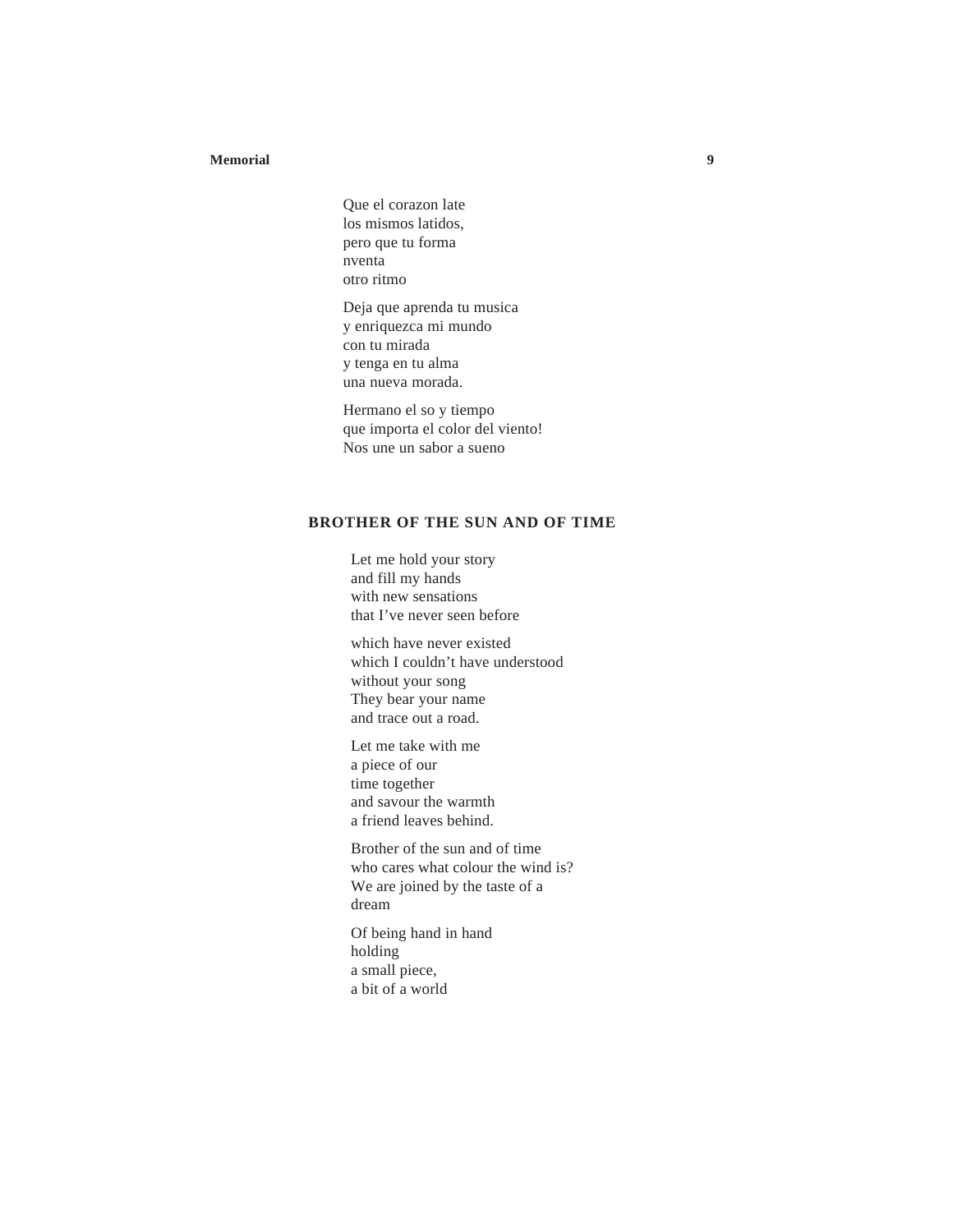Que el corazon late
los mismos latidos,
pero que tu forma
nventa
otro ritmo

Deja que aprenda tu musica
y enriquezca mi mundo
con tu mirada
y tenga en tu alma
una nueva morada.

Hermano el so y tiempo
que importa el color del viento!
Nos une un sabor a sueno

## BROTHER OF THE SUN AND OF TIME

Let me hold your story
and fill my hands
with new sensations
that I've never seen before

which have never existed
which I couldn't have understood
without your song
They bear your name
and trace out a road.

Let me take with me
a piece of our
time together
and savour the warmth
a friend leaves behind.

Brother of the sun and of time
who cares what colour the wind is?
We are joined by the taste of a
dream

Of being hand in hand
holding
a small piece,
a bit of a world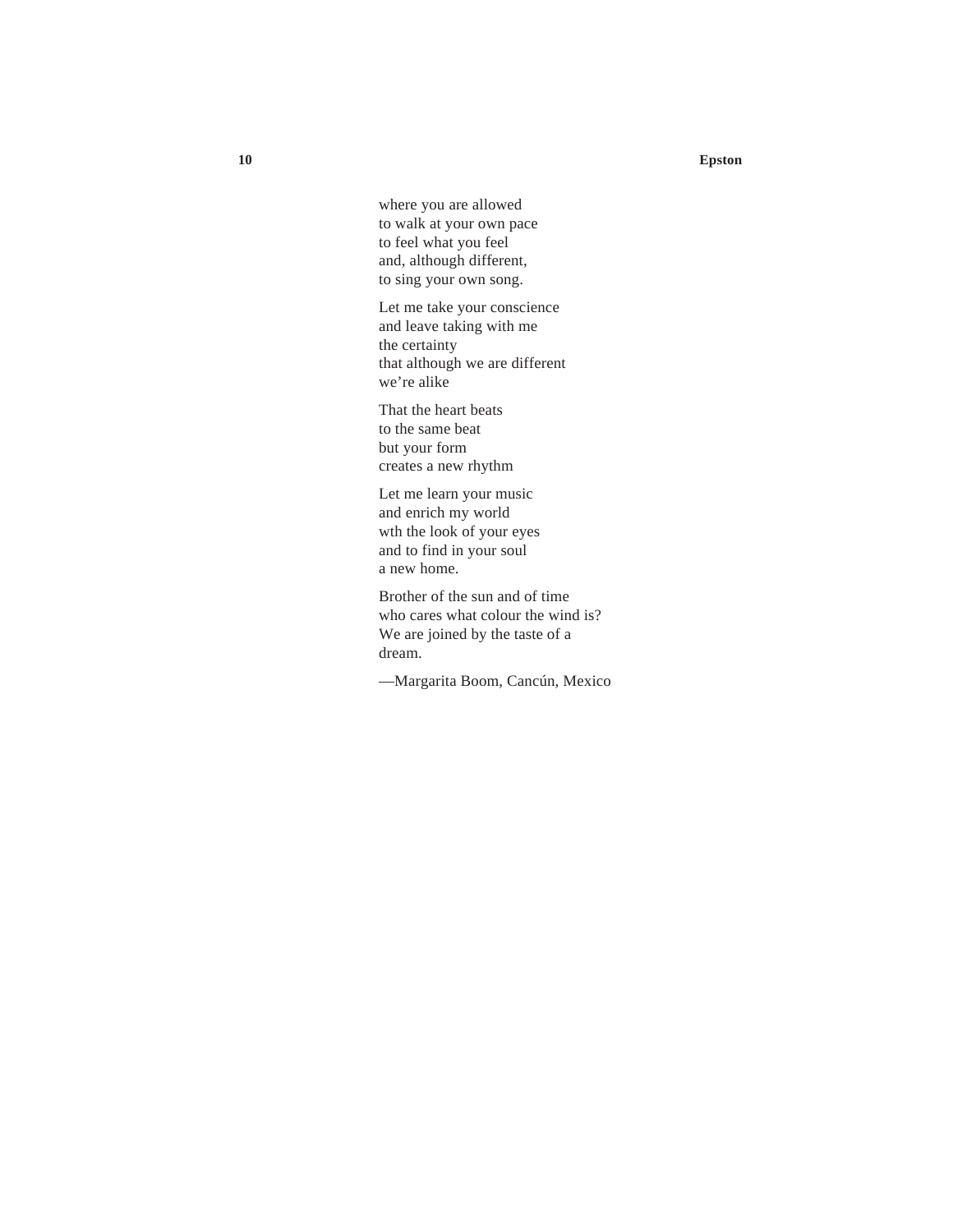where you are allowed  
to walk at your own pace  
to feel what you feel  
and, although different,  
to sing your own song.

Let me take your conscience  
and leave taking with me  
the certainty  
that although we are different  
we're alike

That the heart beats  
to the same beat  
but your form  
creates a new rhythm

Let me learn your music  
and enrich my world  
wth the look of your eyes  
and to find in your soul  
a new home.

Brother of the sun and of time  
who cares what colour the wind is?  
We are joined by the taste of a  
dream.

—Margarita Boom, Cancún, Mexico